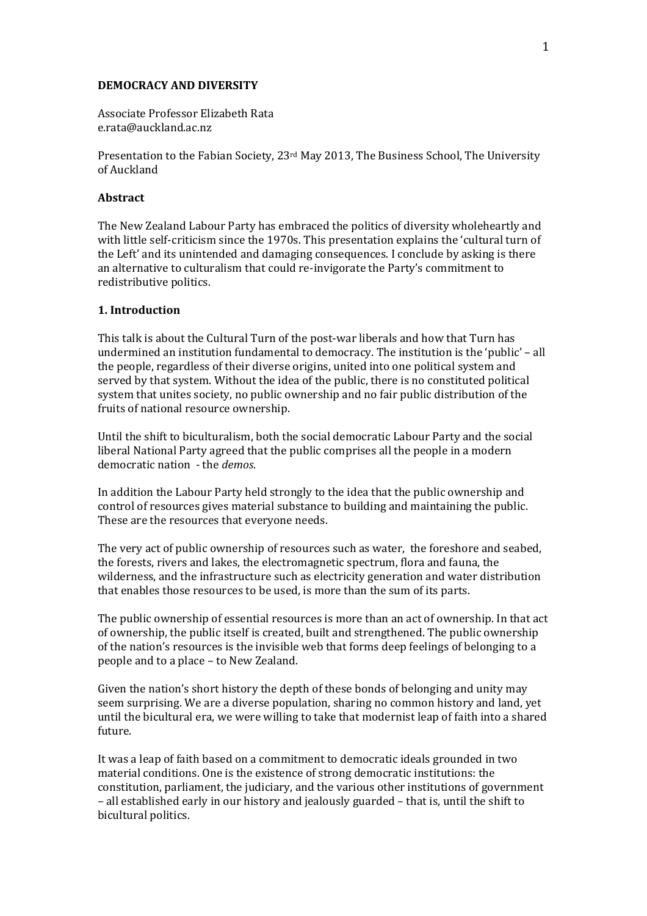**DEMOCRACY AND DIVERSITY**

Associate Professor Elizabeth Rata
e.rata@auckland.ac.nz

Presentation to the Fabian Society, 23rd May 2013, The Business School, The University of Auckland

**Abstract**

The New Zealand Labour Party has embraced the politics of diversity wholeheartly and with little self-criticism since the 1970s. This presentation explains the 'cultural turn of the Left' and its unintended and damaging consequences. I conclude by asking is there an alternative to culturalism that could re-invigorate the Party's commitment to redistributive politics.

**1. Introduction**

This talk is about the Cultural Turn of the post-war liberals and how that Turn has undermined an institution fundamental to democracy. The institution is the 'public' – all the people, regardless of their diverse origins, united into one political system and served by that system. Without the idea of the public, there is no constituted political system that unites society, no public ownership and no fair public distribution of the fruits of national resource ownership.

Until the shift to biculturalism, both the social democratic Labour Party and the social liberal National Party agreed that the public comprises all the people in a modern democratic nation - the *demos*.

In addition the Labour Party held strongly to the idea that the public ownership and control of resources gives material substance to building and maintaining the public. These are the resources that everyone needs.

The very act of public ownership of resources such as water, the foreshore and seabed, the forests, rivers and lakes, the electromagnetic spectrum, flora and fauna, the wilderness, and the infrastructure such as electricity generation and water distribution that enables those resources to be used, is more than the sum of its parts.

The public ownership of essential resources is more than an act of ownership. In that act of ownership, the public itself is created, built and strengthened. The public ownership of the nation's resources is the invisible web that forms deep feelings of belonging to a people and to a place – to New Zealand.

Given the nation's short history the depth of these bonds of belonging and unity may seem surprising. We are a diverse population, sharing no common history and land, yet until the bicultural era, we were willing to take that modernist leap of faith into a shared future.

It was a leap of faith based on a commitment to democratic ideals grounded in two material conditions. One is the existence of strong democratic institutions: the constitution, parliament, the judiciary, and the various other institutions of government – all established early in our history and jealously guarded – that is, until the shift to bicultural politics.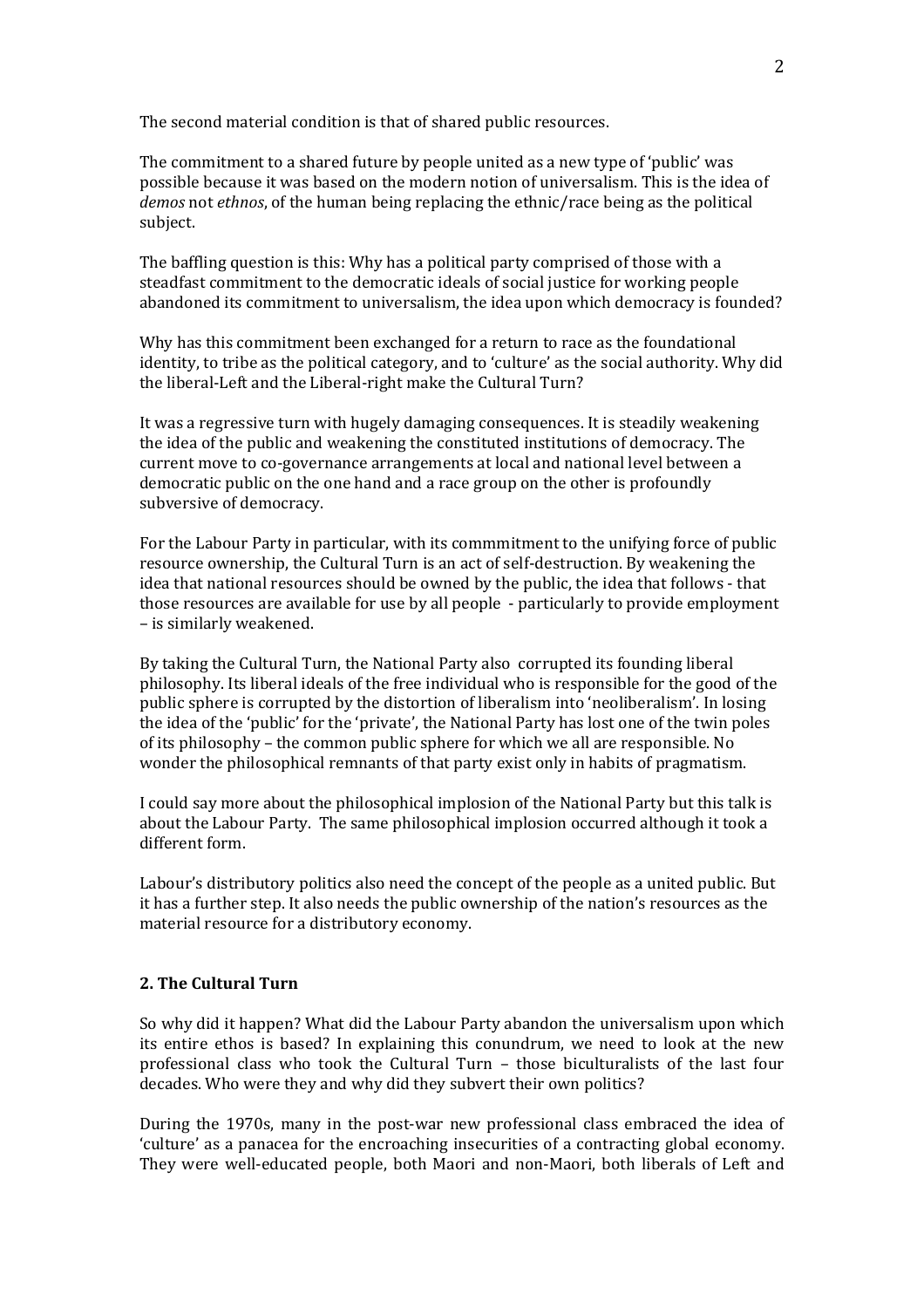The second material condition is that of shared public resources.

The commitment to a shared future by people united as a new type of 'public' was possible because it was based on the modern notion of universalism. This is the idea of *demos* not *ethnos*, of the human being replacing the ethnic/race being as the political subject.

The baffling question is this: Why has a political party comprised of those with a steadfast commitment to the democratic ideals of social justice for working people abandoned its commitment to universalism, the idea upon which democracy is founded?

Why has this commitment been exchanged for a return to race as the foundational identity, to tribe as the political category, and to 'culture' as the social authority. Why did the liberal-Left and the Liberal-right make the Cultural Turn?

It was a regressive turn with hugely damaging consequences. It is steadily weakening the idea of the public and weakening the constituted institutions of democracy. The current move to co-governance arrangements at local and national level between a democratic public on the one hand and a race group on the other is profoundly subversive of democracy.

For the Labour Party in particular, with its commmitment to the unifying force of public resource ownership, the Cultural Turn is an act of self-destruction. By weakening the idea that national resources should be owned by the public, the idea that follows - that those resources are available for use by all people - particularly to provide employment – is similarly weakened.

By taking the Cultural Turn, the National Party also corrupted its founding liberal philosophy. Its liberal ideals of the free individual who is responsible for the good of the public sphere is corrupted by the distortion of liberalism into 'neoliberalism'. In losing the idea of the 'public' for the 'private', the National Party has lost one of the twin poles of its philosophy – the common public sphere for which we all are responsible. No wonder the philosophical remnants of that party exist only in habits of pragmatism.

I could say more about the philosophical implosion of the National Party but this talk is about the Labour Party. The same philosophical implosion occurred although it took a different form.

Labour's distributory politics also need the concept of the people as a united public. But it has a further step. It also needs the public ownership of the nation's resources as the material resource for a distributory economy.

## 2. The Cultural Turn

So why did it happen? What did the Labour Party abandon the universalism upon which its entire ethos is based? In explaining this conundrum, we need to look at the new professional class who took the Cultural Turn – those biculturalists of the last four decades. Who were they and why did they subvert their own politics?

During the 1970s, many in the post-war new professional class embraced the idea of 'culture' as a panacea for the encroaching insecurities of a contracting global economy. They were well-educated people, both Maori and non-Maori, both liberals of Left and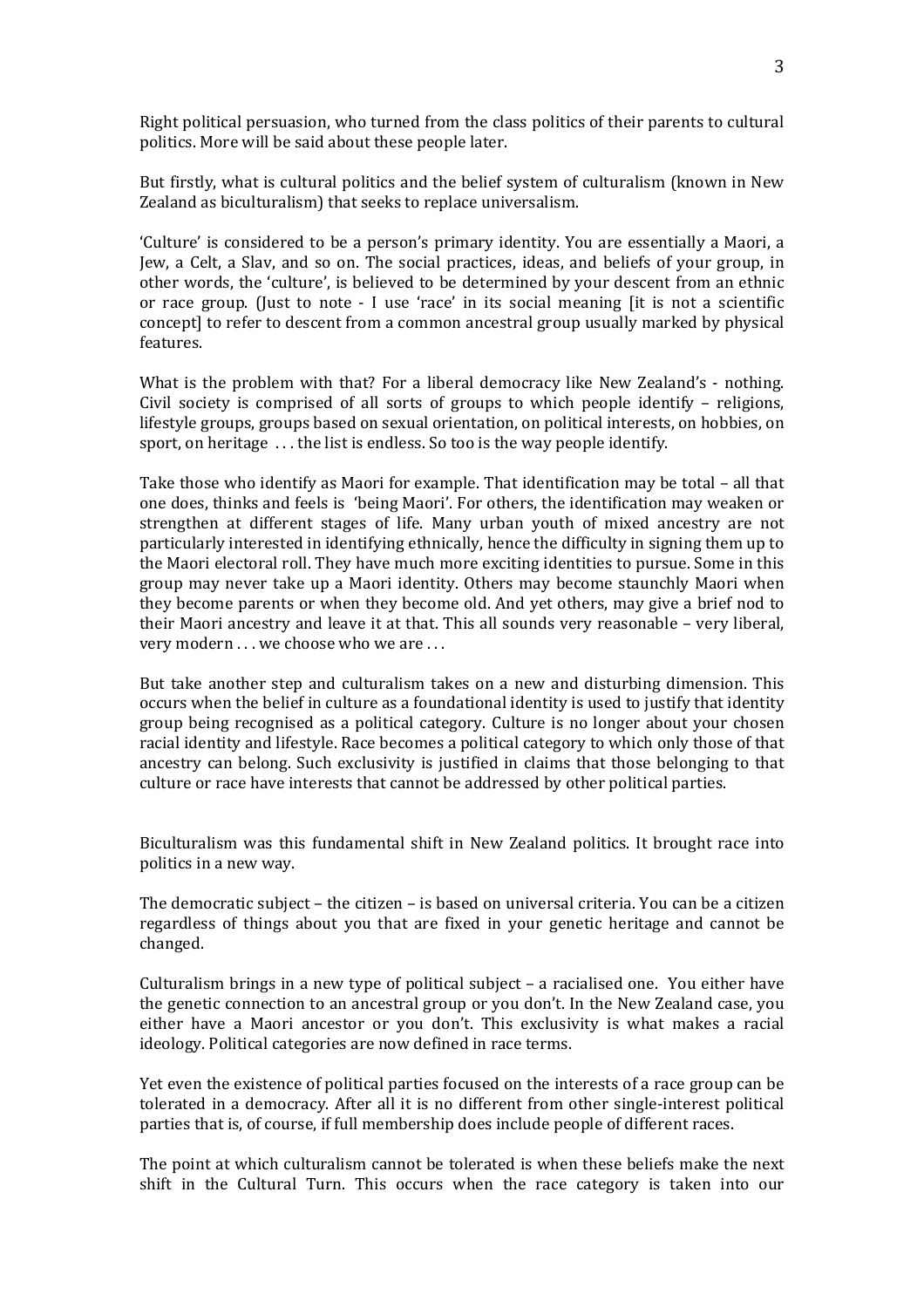Right political persuasion, who turned from the class politics of their parents to cultural politics. More will be said about these people later.

But firstly, what is cultural politics and the belief system of culturalism (known in New Zealand as biculturalism) that seeks to replace universalism.

'Culture' is considered to be a person's primary identity. You are essentially a Maori, a Jew, a Celt, a Slav, and so on. The social practices, ideas, and beliefs of your group, in other words, the 'culture', is believed to be determined by your descent from an ethnic or race group. (Just to note - I use 'race' in its social meaning [it is not a scientific concept] to refer to descent from a common ancestral group usually marked by physical features.

What is the problem with that? For a liberal democracy like New Zealand's - nothing. Civil society is comprised of all sorts of groups to which people identify – religions, lifestyle groups, groups based on sexual orientation, on political interests, on hobbies, on sport, on heritage . . . the list is endless. So too is the way people identify.

Take those who identify as Maori for example. That identification may be total – all that one does, thinks and feels is 'being Maori'. For others, the identification may weaken or strengthen at different stages of life. Many urban youth of mixed ancestry are not particularly interested in identifying ethnically, hence the difficulty in signing them up to the Maori electoral roll. They have much more exciting identities to pursue. Some in this group may never take up a Maori identity. Others may become staunchly Maori when they become parents or when they become old. And yet others, may give a brief nod to their Maori ancestry and leave it at that. This all sounds very reasonable – very liberal, very modern . . . we choose who we are . . .

But take another step and culturalism takes on a new and disturbing dimension. This occurs when the belief in culture as a foundational identity is used to justify that identity group being recognised as a political category. Culture is no longer about your chosen racial identity and lifestyle. Race becomes a political category to which only those of that ancestry can belong. Such exclusivity is justified in claims that those belonging to that culture or race have interests that cannot be addressed by other political parties.

Biculturalism was this fundamental shift in New Zealand politics. It brought race into politics in a new way.

The democratic subject – the citizen – is based on universal criteria. You can be a citizen regardless of things about you that are fixed in your genetic heritage and cannot be changed.

Culturalism brings in a new type of political subject – a racialised one. You either have the genetic connection to an ancestral group or you don't. In the New Zealand case, you either have a Maori ancestor or you don't. This exclusivity is what makes a racial ideology. Political categories are now defined in race terms.

Yet even the existence of political parties focused on the interests of a race group can be tolerated in a democracy. After all it is no different from other single-interest political parties that is, of course, if full membership does include people of different races.

The point at which culturalism cannot be tolerated is when these beliefs make the next shift in the Cultural Turn. This occurs when the race category is taken into our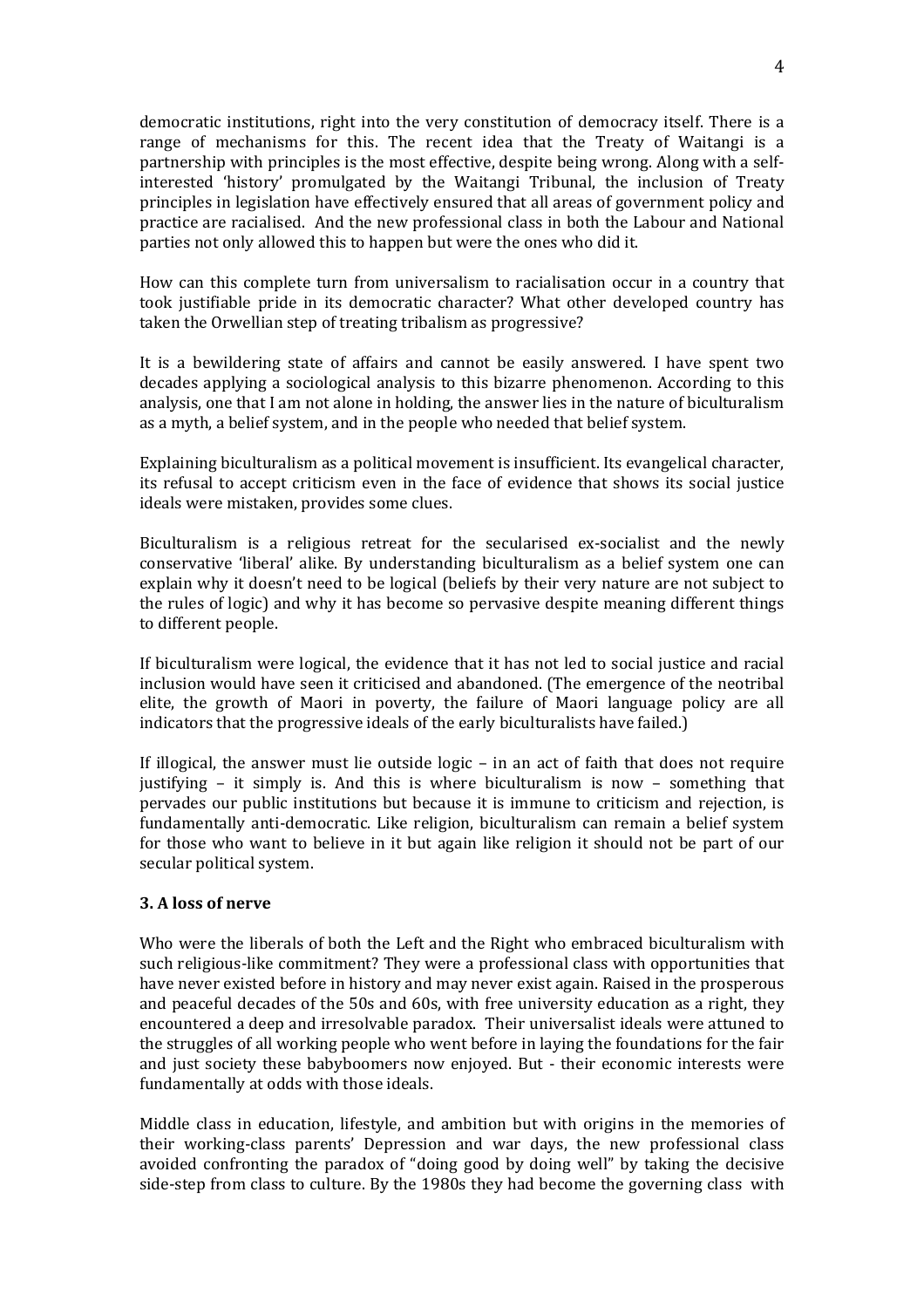democratic institutions, right into the very constitution of democracy itself. There is a range of mechanisms for this. The recent idea that the Treaty of Waitangi is a partnership with principles is the most effective, despite being wrong. Along with a self-interested 'history' promulgated by the Waitangi Tribunal, the inclusion of Treaty principles in legislation have effectively ensured that all areas of government policy and practice are racialised. And the new professional class in both the Labour and National parties not only allowed this to happen but were the ones who did it.

How can this complete turn from universalism to racialisation occur in a country that took justifiable pride in its democratic character? What other developed country has taken the Orwellian step of treating tribalism as progressive?

It is a bewildering state of affairs and cannot be easily answered. I have spent two decades applying a sociological analysis to this bizarre phenomenon. According to this analysis, one that I am not alone in holding, the answer lies in the nature of biculturalism as a myth, a belief system, and in the people who needed that belief system.

Explaining biculturalism as a political movement is insufficient. Its evangelical character, its refusal to accept criticism even in the face of evidence that shows its social justice ideals were mistaken, provides some clues.

Biculturalism is a religious retreat for the secularised ex-socialist and the newly conservative 'liberal' alike. By understanding biculturalism as a belief system one can explain why it doesn't need to be logical (beliefs by their very nature are not subject to the rules of logic) and why it has become so pervasive despite meaning different things to different people.

If biculturalism were logical, the evidence that it has not led to social justice and racial inclusion would have seen it criticised and abandoned. (The emergence of the neotribal elite, the growth of Maori in poverty, the failure of Maori language policy are all indicators that the progressive ideals of the early biculturalists have failed.)

If illogical, the answer must lie outside logic – in an act of faith that does not require justifying – it simply is. And this is where biculturalism is now – something that pervades our public institutions but because it is immune to criticism and rejection, is fundamentally anti-democratic. Like religion, biculturalism can remain a belief system for those who want to believe in it but again like religion it should not be part of our secular political system.

### 3. A loss of nerve

Who were the liberals of both the Left and the Right who embraced biculturalism with such religious-like commitment? They were a professional class with opportunities that have never existed before in history and may never exist again. Raised in the prosperous and peaceful decades of the 50s and 60s, with free university education as a right, they encountered a deep and irresolvable paradox. Their universalist ideals were attuned to the struggles of all working people who went before in laying the foundations for the fair and just society these babyboomers now enjoyed. But - their economic interests were fundamentally at odds with those ideals.

Middle class in education, lifestyle, and ambition but with origins in the memories of their working-class parents' Depression and war days, the new professional class avoided confronting the paradox of "doing good by doing well" by taking the decisive side-step from class to culture. By the 1980s they had become the governing class with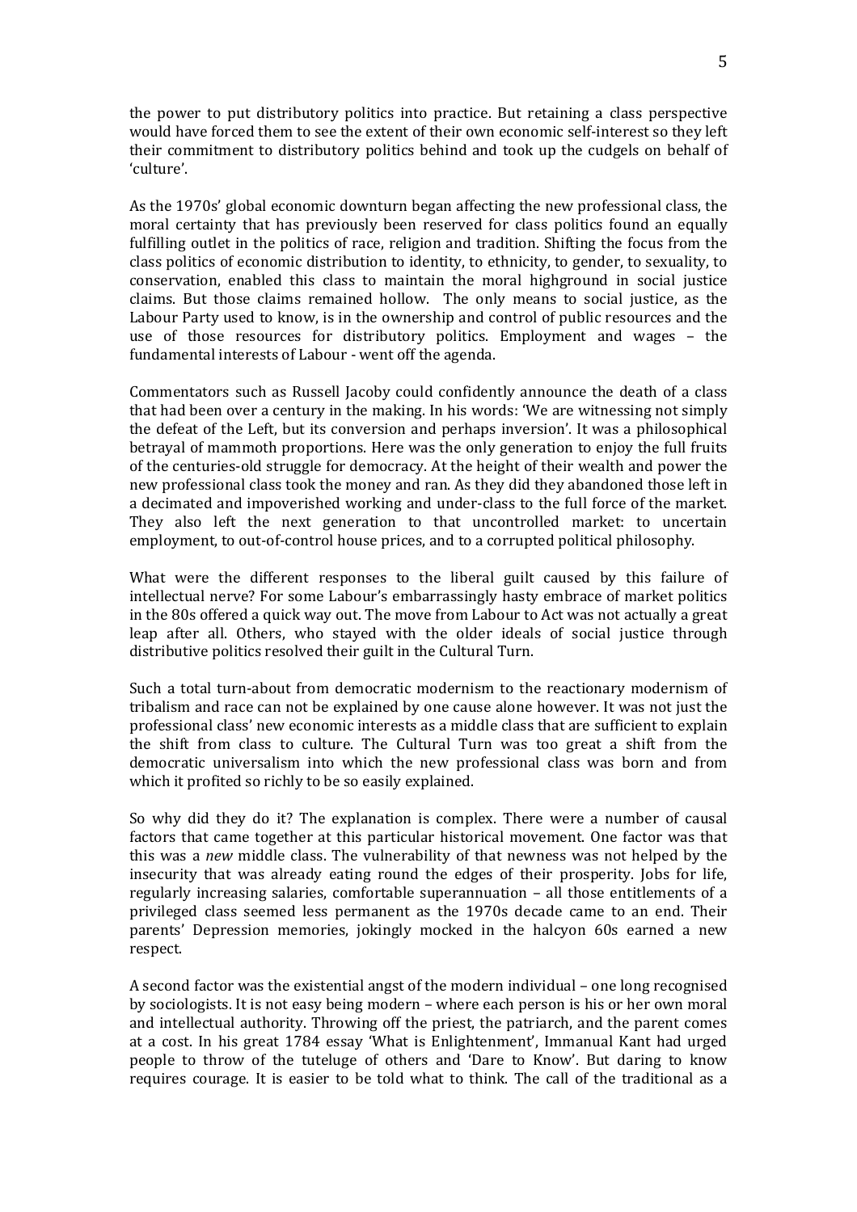the power to put distributory politics into practice. But retaining a class perspective would have forced them to see the extent of their own economic self-interest so they left their commitment to distributory politics behind and took up the cudgels on behalf of 'culture'.

As the 1970s' global economic downturn began affecting the new professional class, the moral certainty that has previously been reserved for class politics found an equally fulfilling outlet in the politics of race, religion and tradition. Shifting the focus from the class politics of economic distribution to identity, to ethnicity, to gender, to sexuality, to conservation, enabled this class to maintain the moral highground in social justice claims. But those claims remained hollow. The only means to social justice, as the Labour Party used to know, is in the ownership and control of public resources and the use of those resources for distributory politics. Employment and wages – the fundamental interests of Labour - went off the agenda.

Commentators such as Russell Jacoby could confidently announce the death of a class that had been over a century in the making. In his words: 'We are witnessing not simply the defeat of the Left, but its conversion and perhaps inversion'. It was a philosophical betrayal of mammoth proportions. Here was the only generation to enjoy the full fruits of the centuries-old struggle for democracy. At the height of their wealth and power the new professional class took the money and ran. As they did they abandoned those left in a decimated and impoverished working and under-class to the full force of the market. They also left the next generation to that uncontrolled market: to uncertain employment, to out-of-control house prices, and to a corrupted political philosophy.

What were the different responses to the liberal guilt caused by this failure of intellectual nerve? For some Labour's embarrassingly hasty embrace of market politics in the 80s offered a quick way out. The move from Labour to Act was not actually a great leap after all. Others, who stayed with the older ideals of social justice through distributive politics resolved their guilt in the Cultural Turn.

Such a total turn-about from democratic modernism to the reactionary modernism of tribalism and race can not be explained by one cause alone however. It was not just the professional class' new economic interests as a middle class that are sufficient to explain the shift from class to culture. The Cultural Turn was too great a shift from the democratic universalism into which the new professional class was born and from which it profited so richly to be so easily explained.

So why did they do it? The explanation is complex. There were a number of causal factors that came together at this particular historical movement. One factor was that this was a *new* middle class. The vulnerability of that newness was not helped by the insecurity that was already eating round the edges of their prosperity. Jobs for life, regularly increasing salaries, comfortable superannuation – all those entitlements of a privileged class seemed less permanent as the 1970s decade came to an end. Their parents' Depression memories, jokingly mocked in the halcyon 60s earned a new respect.

A second factor was the existential angst of the modern individual – one long recognised by sociologists. It is not easy being modern – where each person is his or her own moral and intellectual authority. Throwing off the priest, the patriarch, and the parent comes at a cost. In his great 1784 essay 'What is Enlightenment', Immanual Kant had urged people to throw of the tuteluge of others and 'Dare to Know'. But daring to know requires courage. It is easier to be told what to think. The call of the traditional as a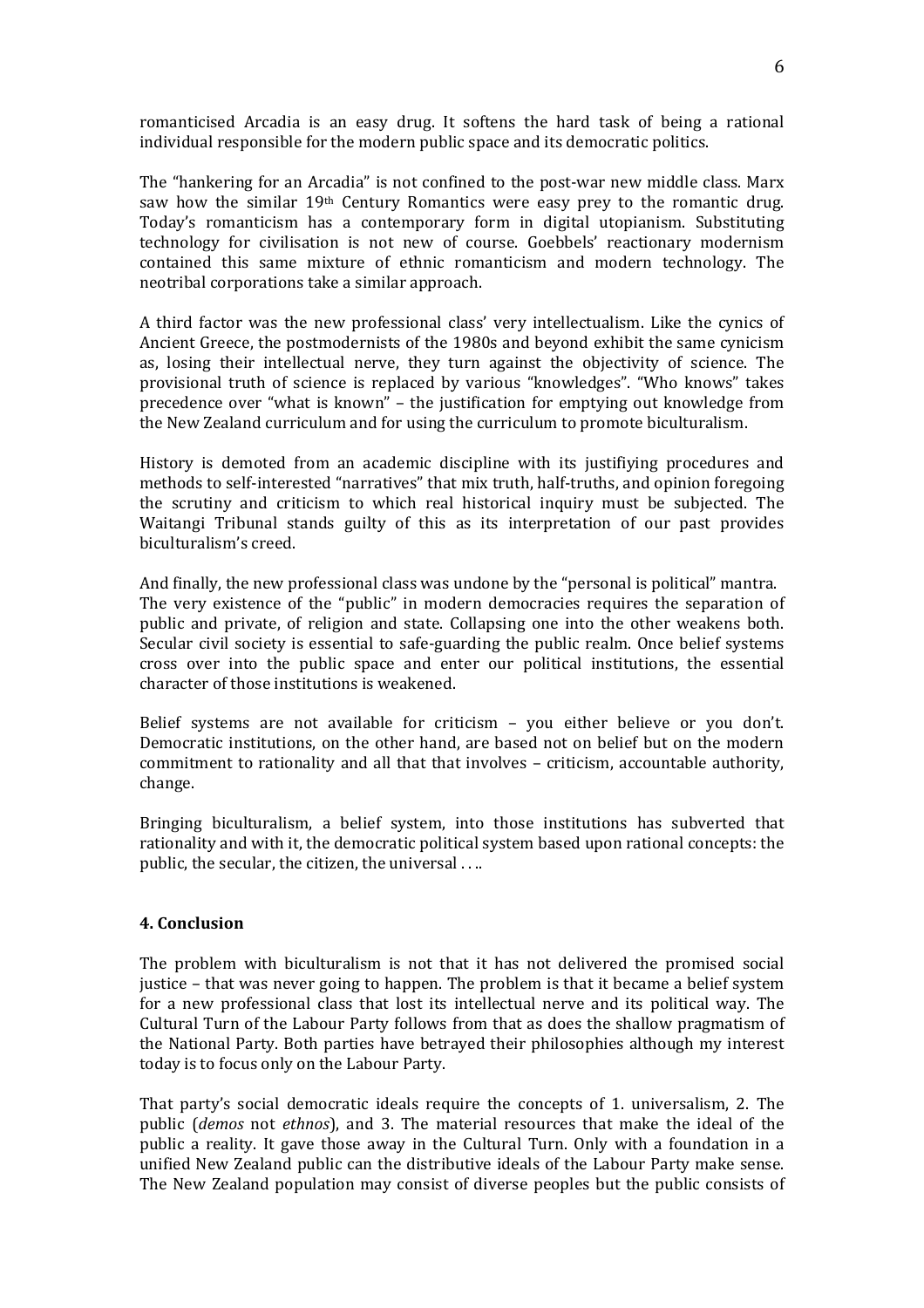romanticised Arcadia is an easy drug. It softens the hard task of being a rational individual responsible for the modern public space and its democratic politics.

The "hankering for an Arcadia" is not confined to the post-war new middle class. Marx saw how the similar 19th Century Romantics were easy prey to the romantic drug. Today's romanticism has a contemporary form in digital utopianism. Substituting technology for civilisation is not new of course. Goebbels' reactionary modernism contained this same mixture of ethnic romanticism and modern technology. The neotribal corporations take a similar approach.

A third factor was the new professional class' very intellectualism. Like the cynics of Ancient Greece, the postmodernists of the 1980s and beyond exhibit the same cynicism as, losing their intellectual nerve, they turn against the objectivity of science. The provisional truth of science is replaced by various "knowledges". "Who knows" takes precedence over "what is known" – the justification for emptying out knowledge from the New Zealand curriculum and for using the curriculum to promote biculturalism.

History is demoted from an academic discipline with its justifiying procedures and methods to self-interested "narratives" that mix truth, half-truths, and opinion foregoing the scrutiny and criticism to which real historical inquiry must be subjected. The Waitangi Tribunal stands guilty of this as its interpretation of our past provides biculturalism's creed.

And finally, the new professional class was undone by the "personal is political" mantra. The very existence of the "public" in modern democracies requires the separation of public and private, of religion and state. Collapsing one into the other weakens both. Secular civil society is essential to safe-guarding the public realm. Once belief systems cross over into the public space and enter our political institutions, the essential character of those institutions is weakened.

Belief systems are not available for criticism – you either believe or you don't. Democratic institutions, on the other hand, are based not on belief but on the modern commitment to rationality and all that that involves – criticism, accountable authority, change.

Bringing biculturalism, a belief system, into those institutions has subverted that rationality and with it, the democratic political system based upon rational concepts: the public, the secular, the citizen, the universal . . ..

**4. Conclusion**

The problem with biculturalism is not that it has not delivered the promised social justice – that was never going to happen. The problem is that it became a belief system for a new professional class that lost its intellectual nerve and its political way. The Cultural Turn of the Labour Party follows from that as does the shallow pragmatism of the National Party. Both parties have betrayed their philosophies although my interest today is to focus only on the Labour Party.

That party's social democratic ideals require the concepts of 1. universalism, 2. The public (*demos* not *ethnos*), and 3. The material resources that make the ideal of the public a reality. It gave those away in the Cultural Turn. Only with a foundation in a unified New Zealand public can the distributive ideals of the Labour Party make sense. The New Zealand population may consist of diverse peoples but the public consists of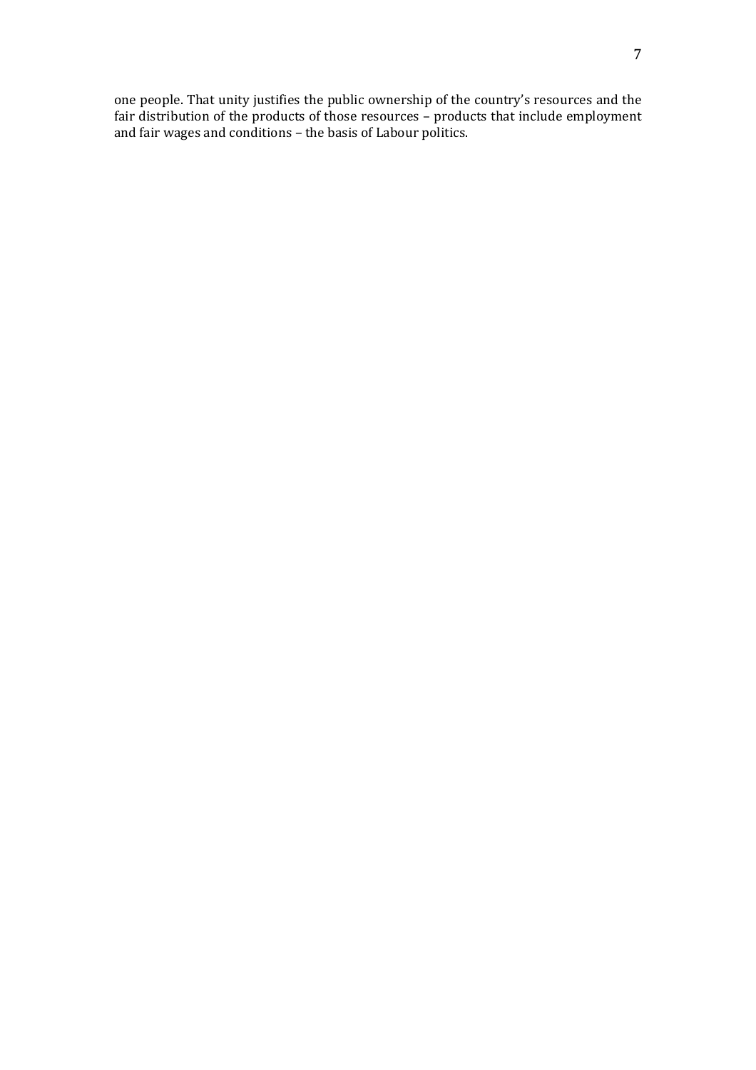one people. That unity justifies the public ownership of the country's resources and the fair distribution of the products of those resources – products that include employment and fair wages and conditions – the basis of Labour politics.